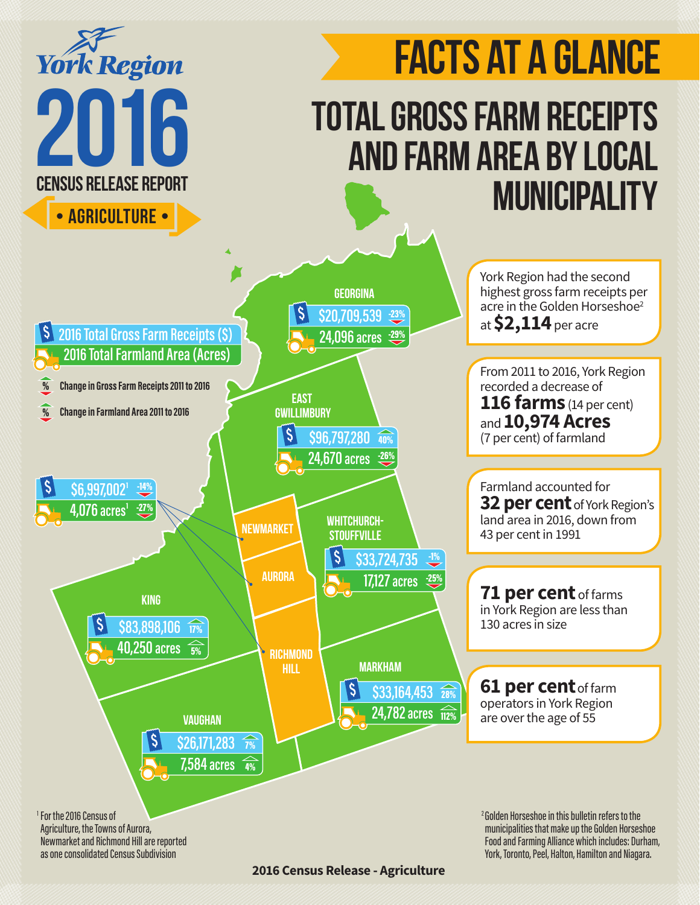# York Region 2016 Census Release Report

**• AGRICULTURE •**

# FACTS AT A GLANCE

## TOTAL GROSS FARM RECEIPTS AND FARM AREA BY LOCAL MUNICIPALITY

**Legend:**
- 2016 Total Gross Farm Receipts ($)
- 2016 Total Farmland Area (Acres)
- % Change in Gross Farm Receipts 2011 to 2016
- % Change in Farmland Area 2011 to 2016

| Municipality | 2016 Total Gross Farm Receipts ($) | Change in Gross Farm Receipts 2011 to 2016 | 2016 Total Farmland Area (Acres) | Change in Farmland Area 2011 to 2016 |
|---|---|---|---|---|
| Georgina | $20,709,539 | -23% | 24,096 acres | -29% |
| East Gwillimbury | $96,797,280 | 40% | 24,670 acres | -26% |
| Newmarket, Aurora, Richmond Hill | $6,997,002[1] | -14% | 4,076 acres[1] | -27% |
| Whitchurch-Stouffville | $33,724,735 | -1% | 17,127 acres | -25% |
| King | $83,898,106 | 17% | 40,250 acres | 5% |
| Markham | $33,164,453 | 28% | 24,782 acres | 112% |
| Vaughan | $26,171,283 | 7% | 7,584 acres | 4% |

York Region had the second highest gross farm receipts per acre in the Golden Horseshoe[2] at **$2,114** per acre

From 2011 to 2016, York Region recorded a decrease of **116 farms** (14 per cent) and **10,974 Acres** (7 per cent) of farmland

Farmland accounted for **32 per cent** of York Region's land area in 2016, down from 43 per cent in 1991

**71 per cent** of farms in York Region are less than 130 acres in size

**61 per cent** of farm operators in York Region are over the age of 55

[1] For the 2016 Census of Agriculture, the Towns of Aurora, Newmarket and Richmond Hill are reported as one consolidated Census Subdivision

[2] Golden Horseshoe in this bulletin refers to the municipalities that make up the Golden Horseshoe Food and Farming Alliance which includes: Durham, York, Toronto, Peel, Halton, Hamilton and Niagara.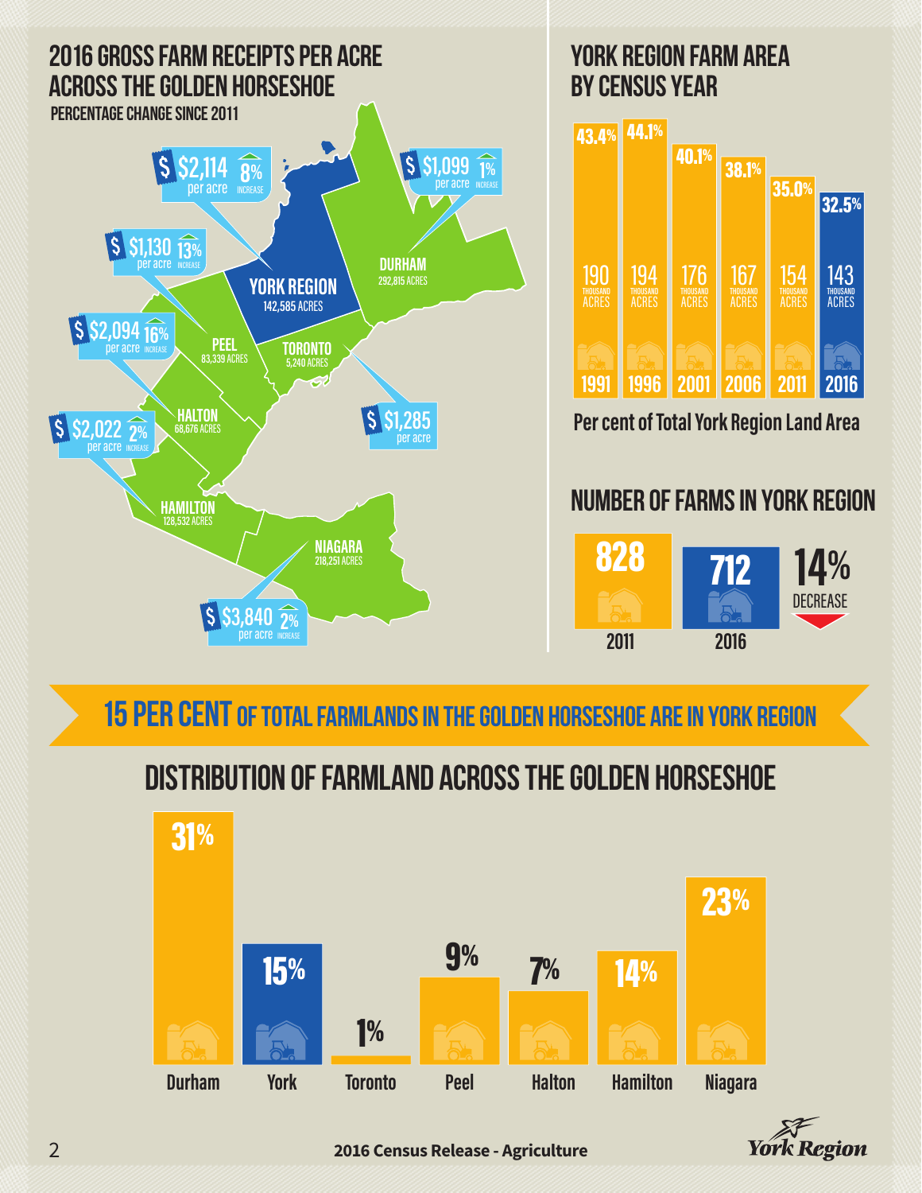## 2016 GROSS FARM RECEIPTS PER ACRE ACROSS THE GOLDEN HORSESHOE

PERCENTAGE CHANGE SINCE 2011

| Region | Farm Area | Gross Farm Receipts per Acre | Change since 2011 |
|---|---|---|---|
| York Region | 142,585 acres | $2,114 per acre | 8% increase |
| Durham | 292,815 acres | $1,099 per acre | 1% increase |
| Peel | 83,339 acres | $1,130 per acre | 13% increase |
| Toronto | 5,240 acres | $1,285 per acre | |
| Halton | 68,676 acres | $2,094 per acre | 16% increase |
| Hamilton | 128,532 acres | $2,022 per acre | 2% increase |
| Niagara | 218,251 acres | $3,840 per acre | 2% increase |

## YORK REGION FARM AREA BY CENSUS YEAR

| Census Year | Farm Area | Per cent of Total York Region Land Area |
|---|---|---|
| 1991 | 190 thousand acres | 43.4% |
| 1996 | 194 thousand acres | 44.1% |
| 2001 | 176 thousand acres | 40.1% |
| 2006 | 167 thousand acres | 38.1% |
| 2011 | 154 thousand acres | 35.0% |
| 2016 | 143 thousand acres | 32.5% |

Per cent of Total York Region Land Area

## NUMBER OF FARMS IN YORK REGION

| 2011 | 2016 | Change |
|---|---|---|
| 828 | 712 | 14% decrease |

**15 PER CENT OF TOTAL FARMLANDS IN THE GOLDEN HORSESHOE ARE IN YORK REGION**

## DISTRIBUTION OF FARMLAND ACROSS THE GOLDEN HORSESHOE

| Durham | York | Toronto | Peel | Halton | Hamilton | Niagara |
|---|---|---|---|---|---|---|
| 31% | 15% | 1% | 9% | 7% | 14% | 23% |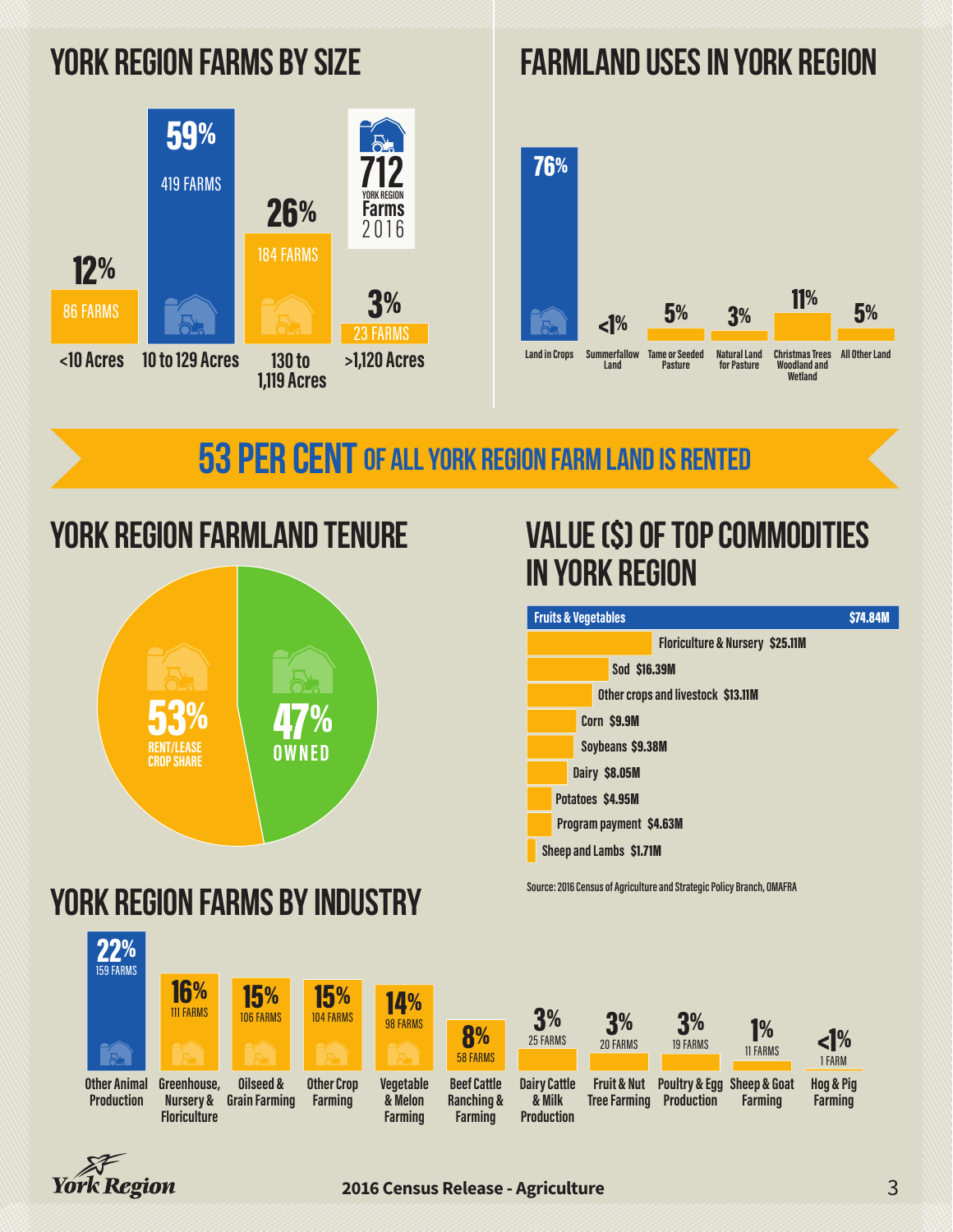## YORK REGION FARMS BY SIZE

**712** YORK REGION Farms 2016

| Farm Size | Percentage | Farms |
|---|---|---|
| <10 Acres | 12% | 86 FARMS |
| 10 to 129 Acres | 59% | 419 FARMS |
| 130 to 1,119 Acres | 26% | 184 FARMS |
| >1,120 Acres | 3% | 23 FARMS |

## FARMLAND USES IN YORK REGION

| Land Use | Percentage |
|---|---|
| Land in Crops | 76% |
| Summerfallow Land | <1% |
| Tame or Seeded Pasture | 5% |
| Natural Land for Pasture | 3% |
| Christmas Trees Woodland and Wetland | 11% |
| All Other Land | 5% |

**53 PER CENT OF ALL YORK REGION FARM LAND IS RENTED**

## YORK REGION FARMLAND TENURE

| Tenure | Percentage |
|---|---|
| RENT/LEASE CROP SHARE | 53% |
| OWNED | 47% |

## VALUE ($) OF TOP COMMODITIES IN YORK REGION

| Commodity | Value |
|---|---|
| Fruits & Vegetables | $74.84M |
| Floriculture & Nursery | $25.11M |
| Sod | $16.39M |
| Other crops and livestock | $13.11M |
| Corn | $9.9M |
| Soybeans | $9.38M |
| Dairy | $8.05M |
| Potatoes | $4.95M |
| Program payment | $4.63M |
| Sheep and Lambs | $1.71M |

Source: 2016 Census of Agriculture and Strategic Policy Branch, OMAFRA

## YORK REGION FARMS BY INDUSTRY

| Industry | Percentage | Farms |
|---|---|---|
| Other Animal Production | 22% | 159 FARMS |
| Greenhouse, Nursery & Floriculture | 16% | 111 FARMS |
| Oilseed & Grain Farming | 15% | 106 FARMS |
| Other Crop Farming | 15% | 104 FARMS |
| Vegetable & Melon Farming | 14% | 98 FARMS |
| Beef Cattle Ranching & Farming | 8% | 58 FARMS |
| Dairy Cattle & Milk Production | 3% | 25 FARMS |
| Fruit & Nut Tree Farming | 3% | 20 FARMS |
| Poultry & Egg Production | 3% | 19 FARMS |
| Sheep & Goat Farming | 1% | 11 FARMS |
| Hog & Pig Farming | <1% | 1 FARM |

York Region

2016 Census Release - Agriculture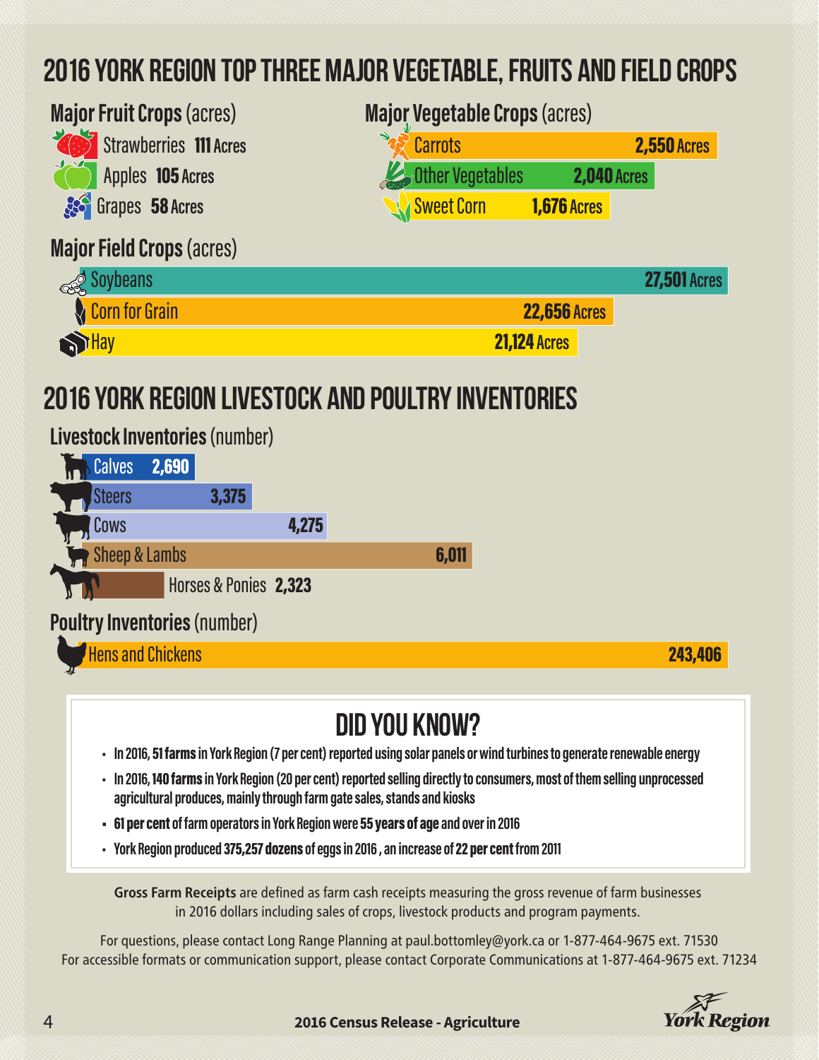# 2016 YORK REGION TOP THREE MAJOR VEGETABLE, FRUITS AND FIELD CROPS

## Major Fruit Crops (acres)

Strawberries **111** Acres
Apples **105** Acres
Grapes **58** Acres

## Major Vegetable Crops (acres)

Carrots **2,550** Acres
Other Vegetables **2,040** Acres
Sweet Corn **1,676** Acres

## Major Field Crops (acres)

Soybeans **27,501** Acres
Corn for Grain **22,656** Acres
Hay **21,124** Acres

# 2016 YORK REGION LIVESTOCK AND POULTRY INVENTORIES

## Livestock Inventories (number)

Calves **2,690**
Steers **3,375**
Cows **4,275**
Sheep & Lambs **6,011**
Horses & Ponies **2,323**

## Poultry Inventories (number)

Hens and Chickens **243,406**

# DID YOU KNOW?

- In 2016, **51 farms** in York Region (7 per cent) reported using solar panels or wind turbines to generate renewable energy
- In 2016, **140 farms** in York Region (20 per cent) reported selling directly to consumers, most of them selling unprocessed agricultural produces, mainly through farm gate sales, stands and kiosks
- **61 per cent** of farm operators in York Region were **55 years of age** and over in 2016
- York Region produced **375,257 dozens** of eggs in 2016 , an increase of **22 per cent** from 2011

**Gross Farm Receipts** are defined as farm cash receipts measuring the gross revenue of farm businesses in 2016 dollars including sales of crops, livestock products and program payments.

For questions, please contact Long Range Planning at paul.bottomley@york.ca or 1-877-464-9675 ext. 71530
For accessible formats or communication support, please contact Corporate Communications at 1-877-464-9675 ext. 71234